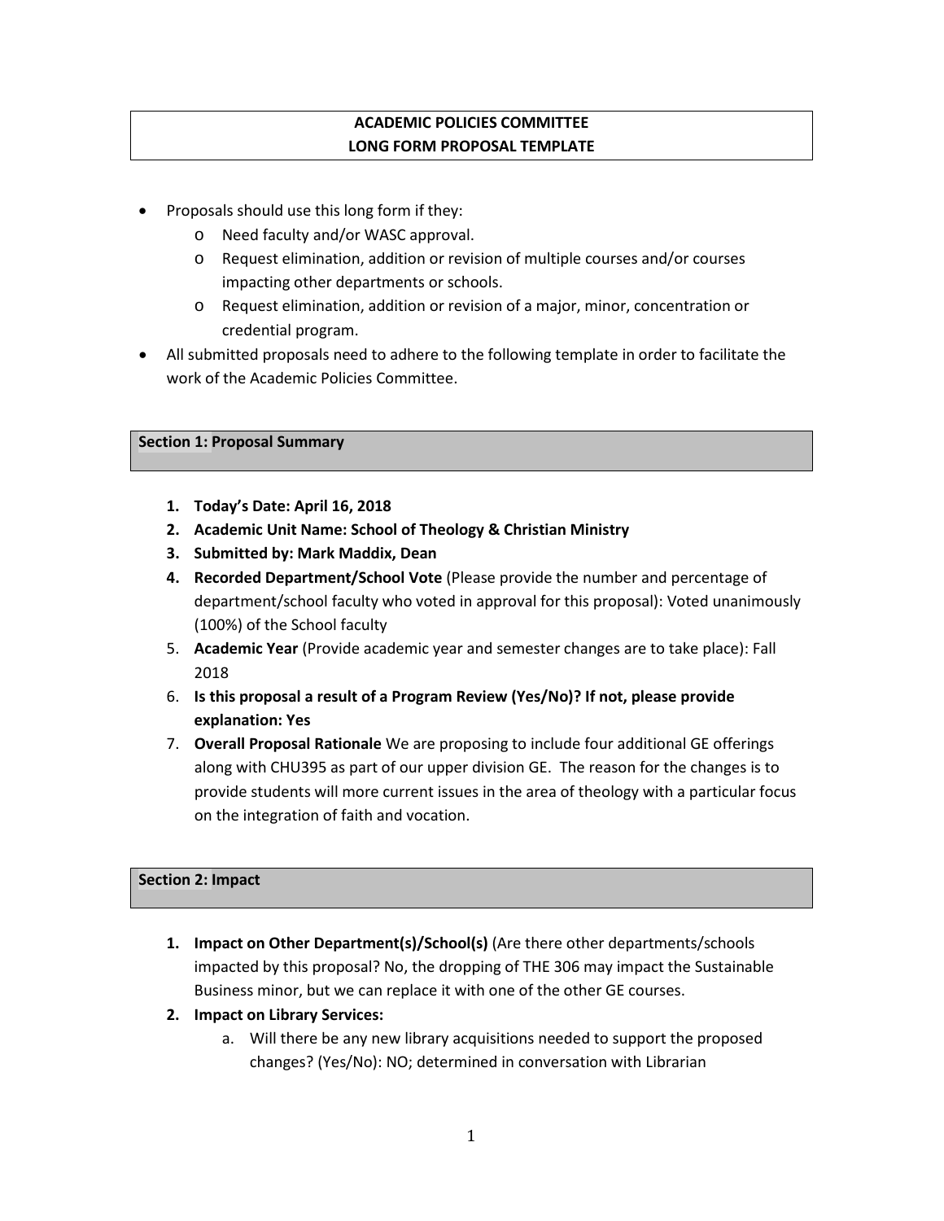**ACADEMIC POLICIES COMMITTEE**
**LONG FORM PROPOSAL TEMPLATE**

- Proposals should use this long form if they:
  - Need faculty and/or WASC approval.
  - Request elimination, addition or revision of multiple courses and/or courses impacting other departments or schools.
  - Request elimination, addition or revision of a major, minor, concentration or credential program.
- All submitted proposals need to adhere to the following template in order to facilitate the work of the Academic Policies Committee.

## Section 1: Proposal Summary

1. **Today's Date: April 16, 2018**
2. **Academic Unit Name: School of Theology & Christian Ministry**
3. **Submitted by: Mark Maddix, Dean**
4. **Recorded Department/School Vote** (Please provide the number and percentage of department/school faculty who voted in approval for this proposal): Voted unanimously (100%) of the School faculty
5. **Academic Year** (Provide academic year and semester changes are to take place): Fall 2018
6. **Is this proposal a result of a Program Review (Yes/No)? If not, please provide explanation: Yes**
7. **Overall Proposal Rationale** We are proposing to include four additional GE offerings along with CHU395 as part of our upper division GE. The reason for the changes is to provide students will more current issues in the area of theology with a particular focus on the integration of faith and vocation.

## Section 2: Impact

1. **Impact on Other Department(s)/School(s)** (Are there other departments/schools impacted by this proposal? No, the dropping of THE 306 may impact the Sustainable Business minor, but we can replace it with one of the other GE courses.
2. **Impact on Library Services:**
   a. Will there be any new library acquisitions needed to support the proposed changes? (Yes/No): NO; determined in conversation with Librarian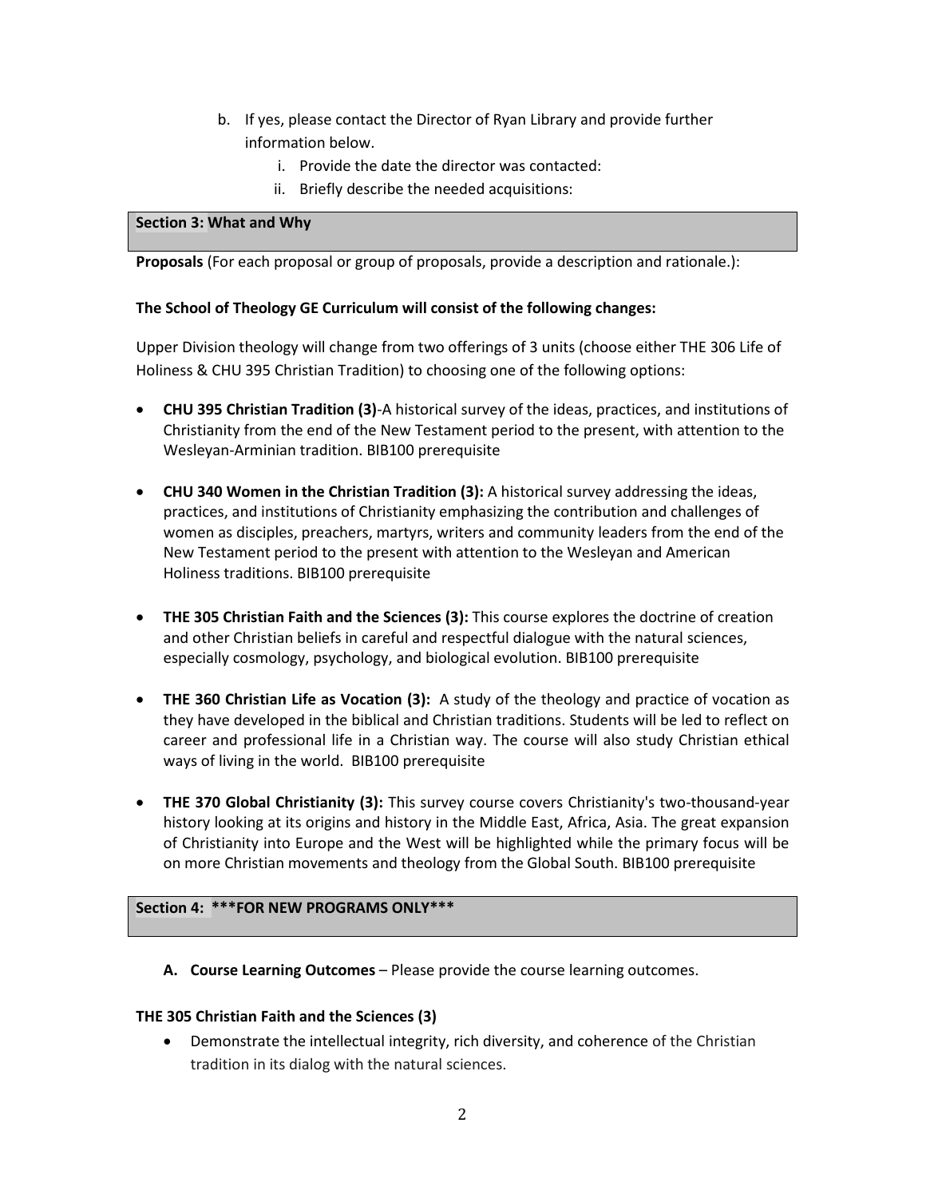b. If yes, please contact the Director of Ryan Library and provide further information below.
    i. Provide the date the director was contacted:
    ii. Briefly describe the needed acquisitions:

## Section 3: What and Why

**Proposals** (For each proposal or group of proposals, provide a description and rationale.):

**The School of Theology GE Curriculum will consist of the following changes:**

Upper Division theology will change from two offerings of 3 units (choose either THE 306 Life of Holiness & CHU 395 Christian Tradition) to choosing one of the following options:

- **CHU 395 Christian Tradition (3)**-A historical survey of the ideas, practices, and institutions of Christianity from the end of the New Testament period to the present, with attention to the Wesleyan-Arminian tradition. BIB100 prerequisite

- **CHU 340 Women in the Christian Tradition (3):** A historical survey addressing the ideas, practices, and institutions of Christianity emphasizing the contribution and challenges of women as disciples, preachers, martyrs, writers and community leaders from the end of the New Testament period to the present with attention to the Wesleyan and American Holiness traditions. BIB100 prerequisite

- **THE 305 Christian Faith and the Sciences (3):** This course explores the doctrine of creation and other Christian beliefs in careful and respectful dialogue with the natural sciences, especially cosmology, psychology, and biological evolution. BIB100 prerequisite

- **THE 360 Christian Life as Vocation (3):** A study of the theology and practice of vocation as they have developed in the biblical and Christian traditions. Students will be led to reflect on career and professional life in a Christian way. The course will also study Christian ethical ways of living in the world. BIB100 prerequisite

- **THE 370 Global Christianity (3):** This survey course covers Christianity's two-thousand-year history looking at its origins and history in the Middle East, Africa, Asia. The great expansion of Christianity into Europe and the West will be highlighted while the primary focus will be on more Christian movements and theology from the Global South. BIB100 prerequisite

## Section 4: ***FOR NEW PROGRAMS ONLY***

**A. Course Learning Outcomes** – Please provide the course learning outcomes.

**THE 305 Christian Faith and the Sciences (3)**

- Demonstrate the intellectual integrity, rich diversity, and coherence of the Christian tradition in its dialog with the natural sciences.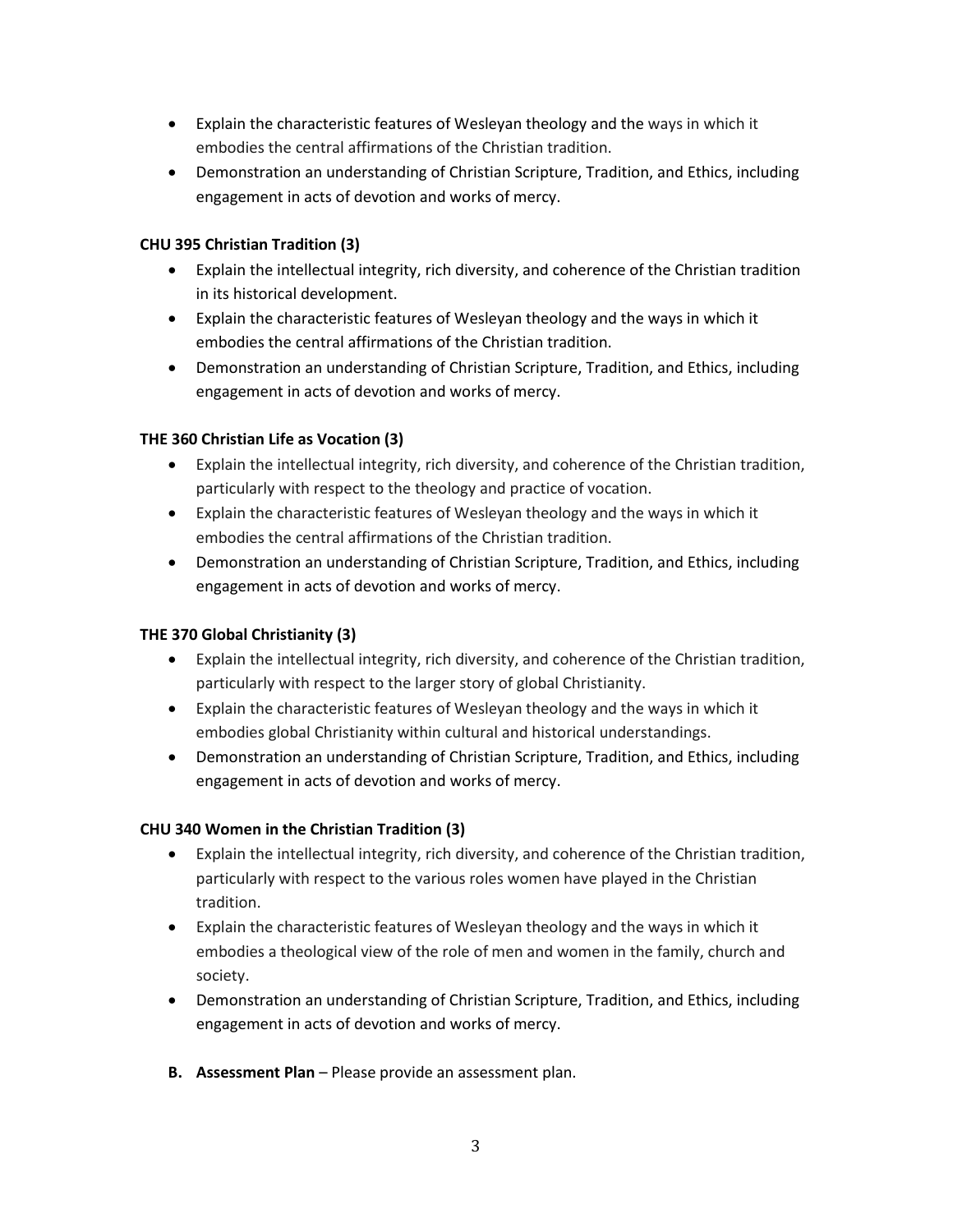- Explain the characteristic features of Wesleyan theology and the ways in which it embodies the central affirmations of the Christian tradition.
- Demonstration an understanding of Christian Scripture, Tradition, and Ethics, including engagement in acts of devotion and works of mercy.

**CHU 395 Christian Tradition (3)**

- Explain the intellectual integrity, rich diversity, and coherence of the Christian tradition in its historical development.
- Explain the characteristic features of Wesleyan theology and the ways in which it embodies the central affirmations of the Christian tradition.
- Demonstration an understanding of Christian Scripture, Tradition, and Ethics, including engagement in acts of devotion and works of mercy.

**THE 360 Christian Life as Vocation (3)**

- Explain the intellectual integrity, rich diversity, and coherence of the Christian tradition, particularly with respect to the theology and practice of vocation.
- Explain the characteristic features of Wesleyan theology and the ways in which it embodies the central affirmations of the Christian tradition.
- Demonstration an understanding of Christian Scripture, Tradition, and Ethics, including engagement in acts of devotion and works of mercy.

**THE 370 Global Christianity (3)**

- Explain the intellectual integrity, rich diversity, and coherence of the Christian tradition, particularly with respect to the larger story of global Christianity.
- Explain the characteristic features of Wesleyan theology and the ways in which it embodies global Christianity within cultural and historical understandings.
- Demonstration an understanding of Christian Scripture, Tradition, and Ethics, including engagement in acts of devotion and works of mercy.

**CHU 340 Women in the Christian Tradition (3)**

- Explain the intellectual integrity, rich diversity, and coherence of the Christian tradition, particularly with respect to the various roles women have played in the Christian tradition.
- Explain the characteristic features of Wesleyan theology and the ways in which it embodies a theological view of the role of men and women in the family, church and society.
- Demonstration an understanding of Christian Scripture, Tradition, and Ethics, including engagement in acts of devotion and works of mercy.

**B. Assessment Plan** – Please provide an assessment plan.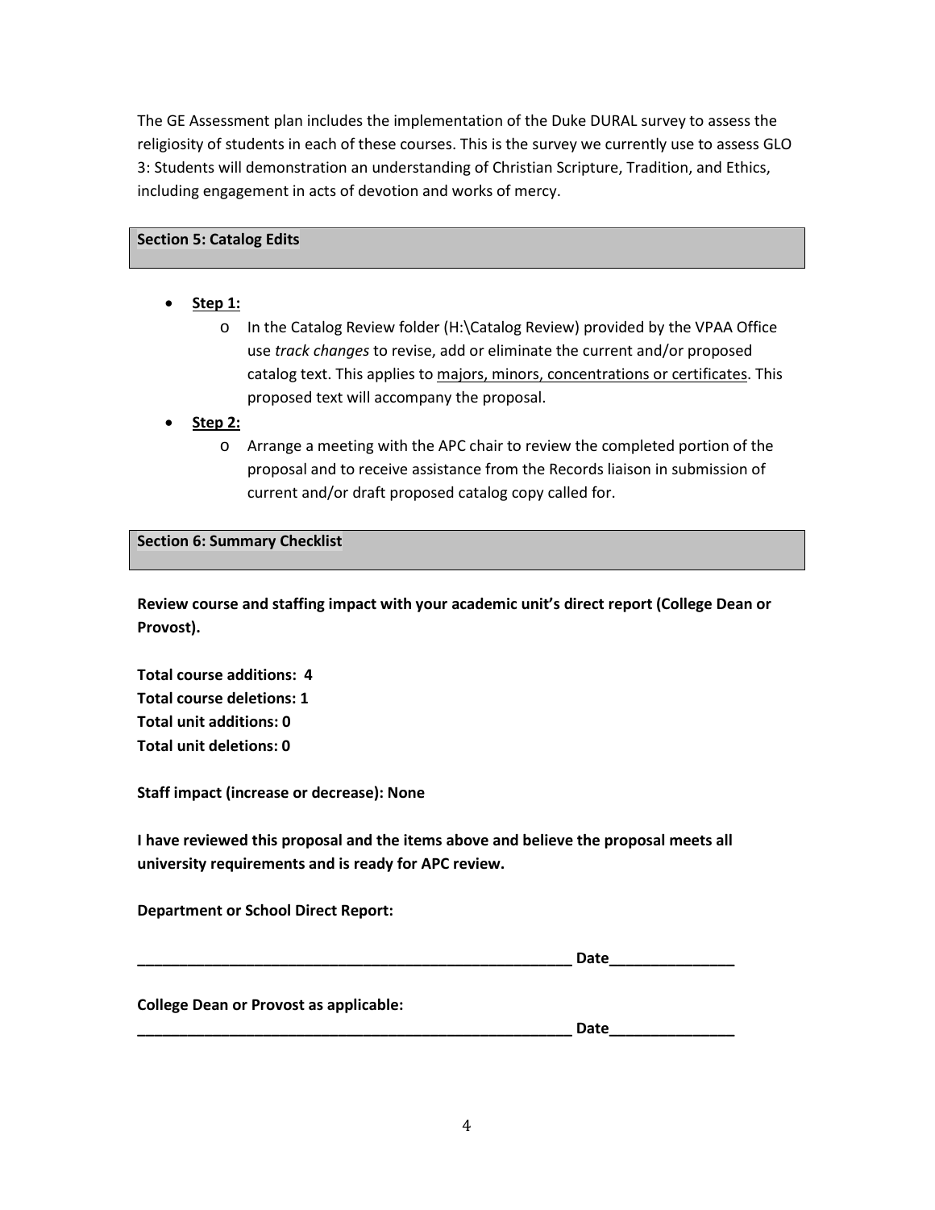The GE Assessment plan includes the implementation of the Duke DURAL survey to assess the religiosity of students in each of these courses. This is the survey we currently use to assess GLO 3: Students will demonstration an understanding of Christian Scripture, Tradition, and Ethics, including engagement in acts of devotion and works of mercy.

## Section 5: Catalog Edits

- **Step 1:**
  - In the Catalog Review folder (H:\Catalog Review) provided by the VPAA Office use *track changes* to revise, add or eliminate the current and/or proposed catalog text. This applies to <u>majors, minors, concentrations or certificates</u>. This proposed text will accompany the proposal.
- **Step 2:**
  - Arrange a meeting with the APC chair to review the completed portion of the proposal and to receive assistance from the Records liaison in submission of current and/or draft proposed catalog copy called for.

## Section 6: Summary Checklist

**Review course and staffing impact with your academic unit's direct report (College Dean or Provost).**

**Total course additions: 4**
**Total course deletions: 1**
**Total unit additions: 0**
**Total unit deletions: 0**

**Staff impact (increase or decrease): None**

**I have reviewed this proposal and the items above and believe the proposal meets all university requirements and is ready for APC review.**

**Department or School Direct Report:**

**_______________________________________________________ Date_______________**

**College Dean or Provost as applicable:**

**_______________________________________________________ Date_______________**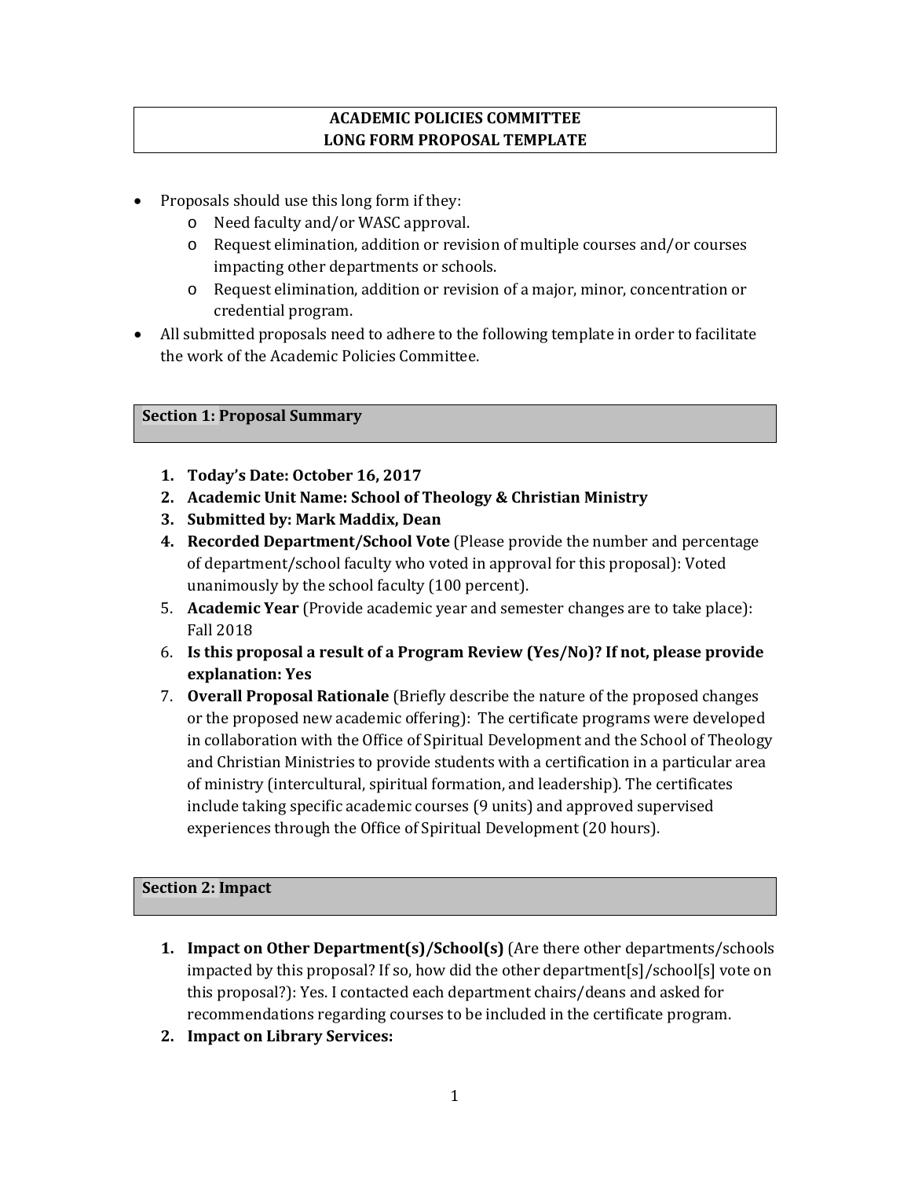**ACADEMIC POLICIES COMMITTEE**
**LONG FORM PROPOSAL TEMPLATE**

- Proposals should use this long form if they:
  - Need faculty and/or WASC approval.
  - Request elimination, addition or revision of multiple courses and/or courses impacting other departments or schools.
  - Request elimination, addition or revision of a major, minor, concentration or credential program.
- All submitted proposals need to adhere to the following template in order to facilitate the work of the Academic Policies Committee.

## Section 1: Proposal Summary

1. **Today's Date: October 16, 2017**
2. **Academic Unit Name: School of Theology & Christian Ministry**
3. **Submitted by: Mark Maddix, Dean**
4. **Recorded Department/School Vote** (Please provide the number and percentage of department/school faculty who voted in approval for this proposal): Voted unanimously by the school faculty (100 percent).
5. **Academic Year** (Provide academic year and semester changes are to take place): Fall 2018
6. **Is this proposal a result of a Program Review (Yes/No)? If not, please provide explanation: Yes**
7. **Overall Proposal Rationale** (Briefly describe the nature of the proposed changes or the proposed new academic offering): The certificate programs were developed in collaboration with the Office of Spiritual Development and the School of Theology and Christian Ministries to provide students with a certification in a particular area of ministry (intercultural, spiritual formation, and leadership). The certificates include taking specific academic courses (9 units) and approved supervised experiences through the Office of Spiritual Development (20 hours).

## Section 2: Impact

1. **Impact on Other Department(s)/School(s)** (Are there other departments/schools impacted by this proposal? If so, how did the other department[s]/school[s] vote on this proposal?): Yes. I contacted each department chairs/deans and asked for recommendations regarding courses to be included in the certificate program.
2. **Impact on Library Services:**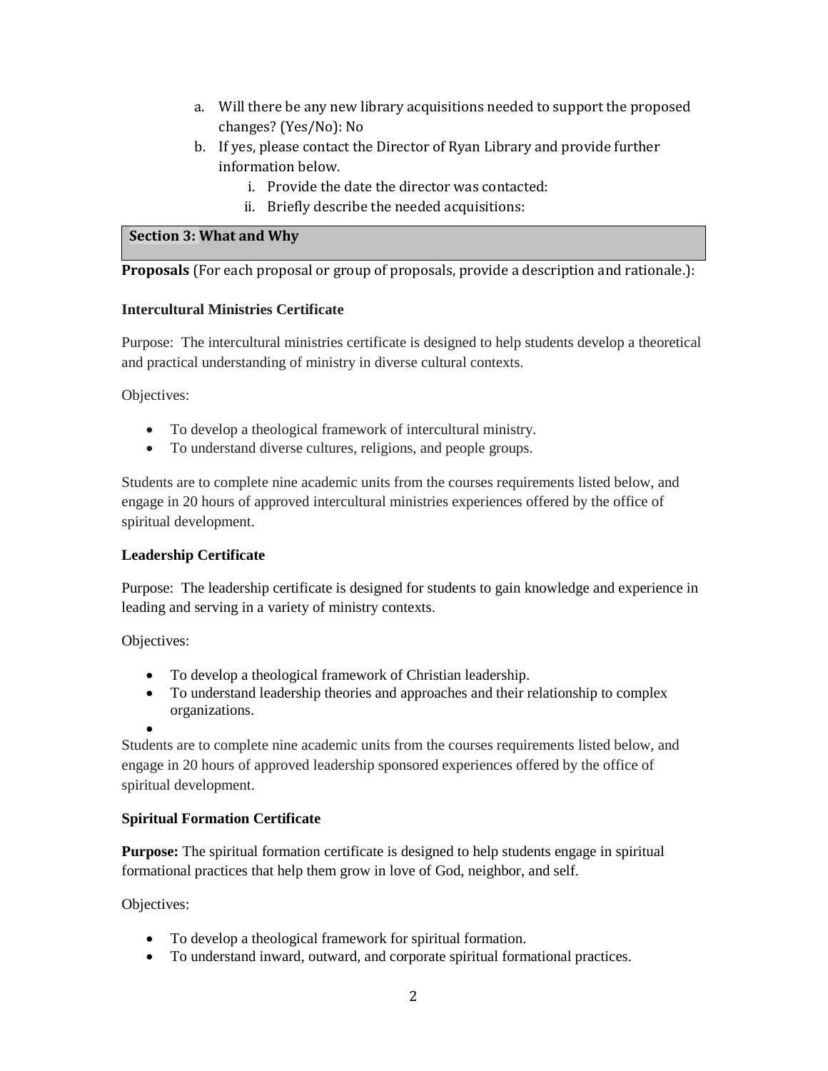a. Will there be any new library acquisitions needed to support the proposed changes? (Yes/No): No
b. If yes, please contact the Director of Ryan Library and provide further information below.
    i. Provide the date the director was contacted:
    ii. Briefly describe the needed acquisitions:

## Section 3: What and Why

**Proposals** (For each proposal or group of proposals, provide a description and rationale.):

### Intercultural Ministries Certificate

Purpose: The intercultural ministries certificate is designed to help students develop a theoretical and practical understanding of ministry in diverse cultural contexts.

Objectives:

- To develop a theological framework of intercultural ministry.
- To understand diverse cultures, religions, and people groups.

Students are to complete nine academic units from the courses requirements listed below, and engage in 20 hours of approved intercultural ministries experiences offered by the office of spiritual development.

### Leadership Certificate

Purpose: The leadership certificate is designed for students to gain knowledge and experience in leading and serving in a variety of ministry contexts.

Objectives:

- To develop a theological framework of Christian leadership.
- To understand leadership theories and approaches and their relationship to complex organizations.
-

Students are to complete nine academic units from the courses requirements listed below, and engage in 20 hours of approved leadership sponsored experiences offered by the office of spiritual development.

### Spiritual Formation Certificate

**Purpose:** The spiritual formation certificate is designed to help students engage in spiritual formational practices that help them grow in love of God, neighbor, and self.

Objectives:

- To develop a theological framework for spiritual formation.
- To understand inward, outward, and corporate spiritual formational practices.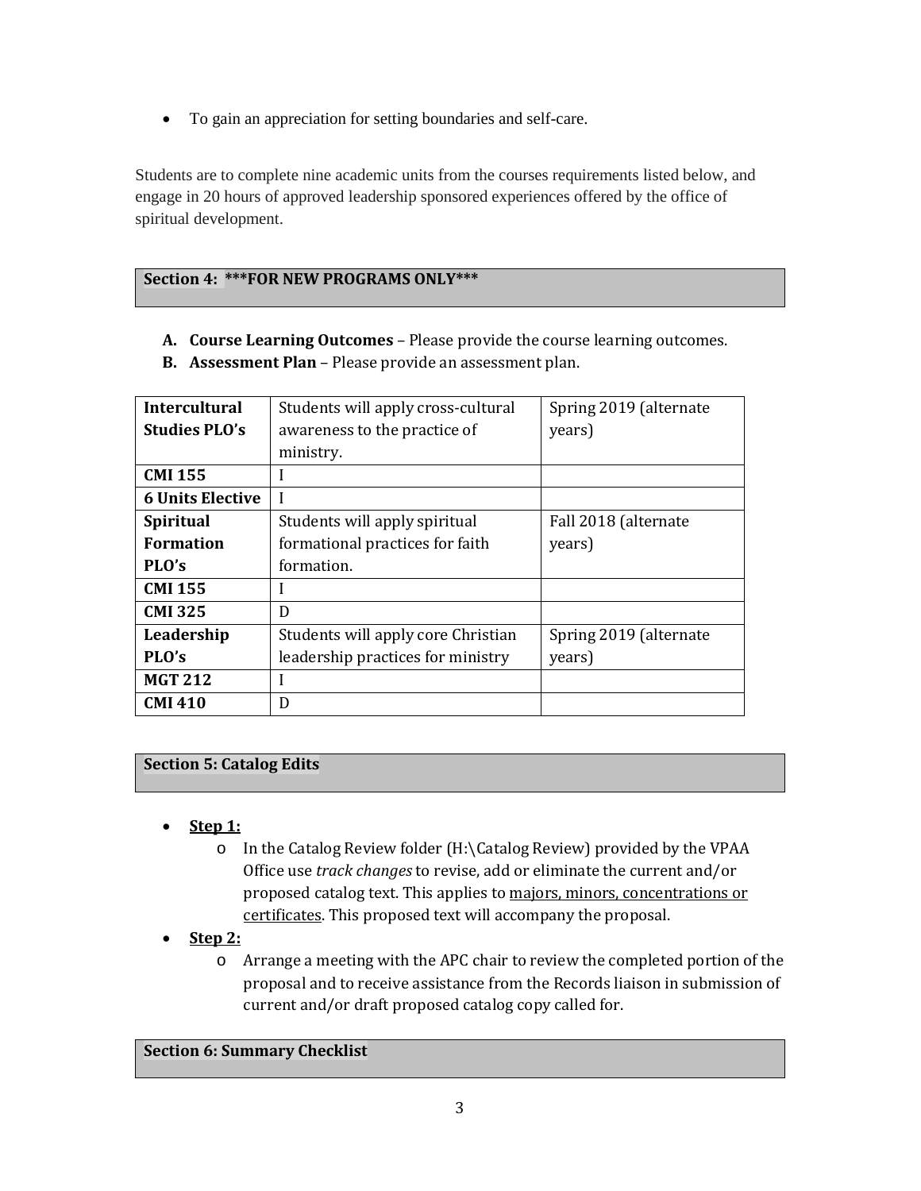- To gain an appreciation for setting boundaries and self-care.

Students are to complete nine academic units from the courses requirements listed below, and engage in 20 hours of approved leadership sponsored experiences offered by the office of spiritual development.

## Section 4: ***FOR NEW PROGRAMS ONLY***

A. **Course Learning Outcomes** – Please provide the course learning outcomes.
B. **Assessment Plan** – Please provide an assessment plan.

| **Intercultural Studies PLO's** | Students will apply cross-cultural awareness to the practice of ministry. | Spring 2019 (alternate years) |
|---|---|---|
| **CMI 155** | I | |
| **6 Units Elective** | I | |
| **Spiritual Formation PLO's** | Students will apply spiritual formational practices for faith formation. | Fall 2018 (alternate years) |
| **CMI 155** | I | |
| **CMI 325** | D | |
| **Leadership PLO's** | Students will apply core Christian leadership practices for ministry | Spring 2019 (alternate years) |
| **MGT 212** | I | |
| **CMI 410** | D | |

## Section 5: Catalog Edits

- **Step 1:**
  - In the Catalog Review folder (H:\Catalog Review) provided by the VPAA Office use *track changes* to revise, add or eliminate the current and/or proposed catalog text. This applies to <u>majors, minors, concentrations or certificates</u>. This proposed text will accompany the proposal.
- **Step 2:**
  - Arrange a meeting with the APC chair to review the completed portion of the proposal and to receive assistance from the Records liaison in submission of current and/or draft proposed catalog copy called for.

## Section 6: Summary Checklist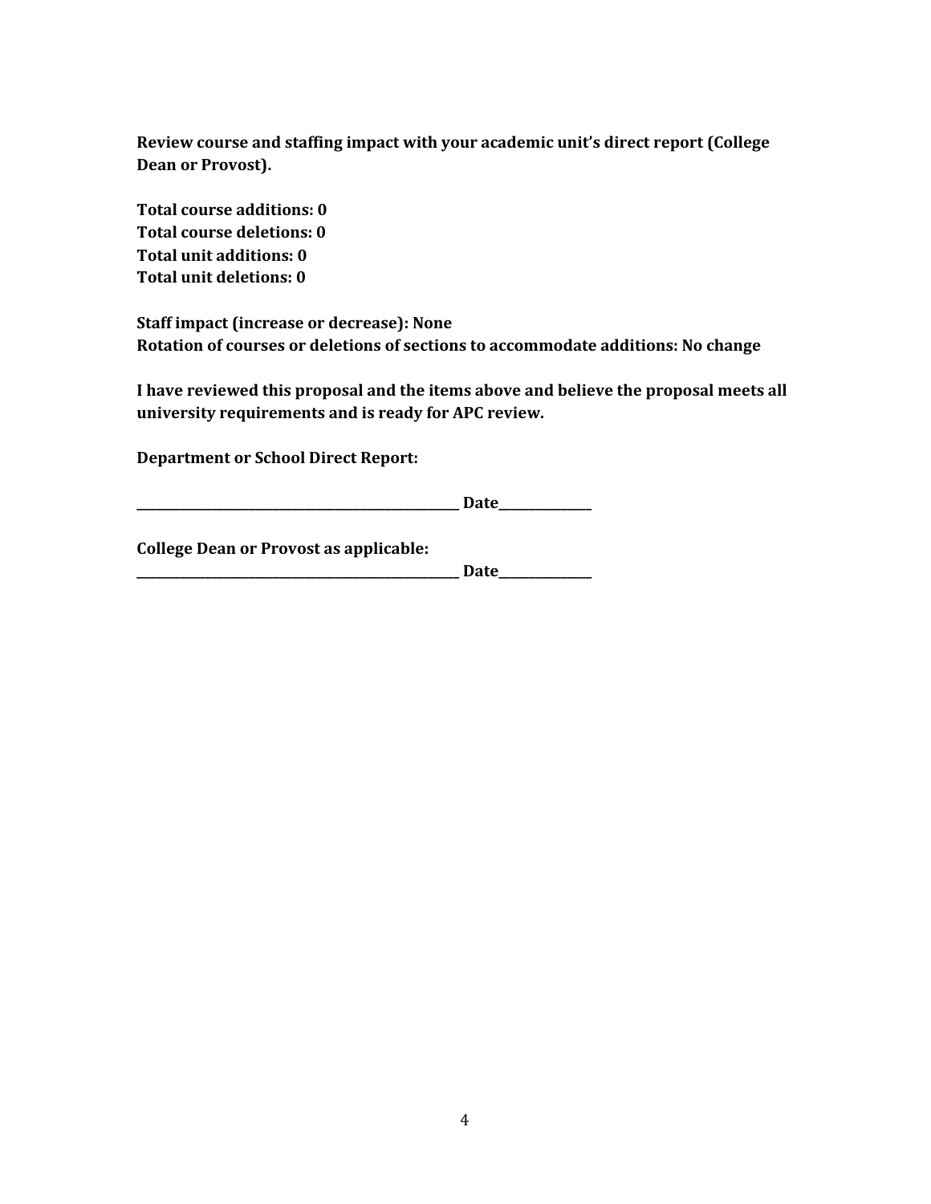**Review course and staffing impact with your academic unit's direct report (College Dean or Provost).**

**Total course additions: 0**
**Total course deletions: 0**
**Total unit additions: 0**
**Total unit deletions: 0**

**Staff impact (increase or decrease): None**
**Rotation of courses or deletions of sections to accommodate additions: No change**

**I have reviewed this proposal and the items above and believe the proposal meets all university requirements and is ready for APC review.**

**Department or School Direct Report:**

**_______________________________________________ Date_____________**

**College Dean or Provost as applicable:**
**_______________________________________________ Date_____________**